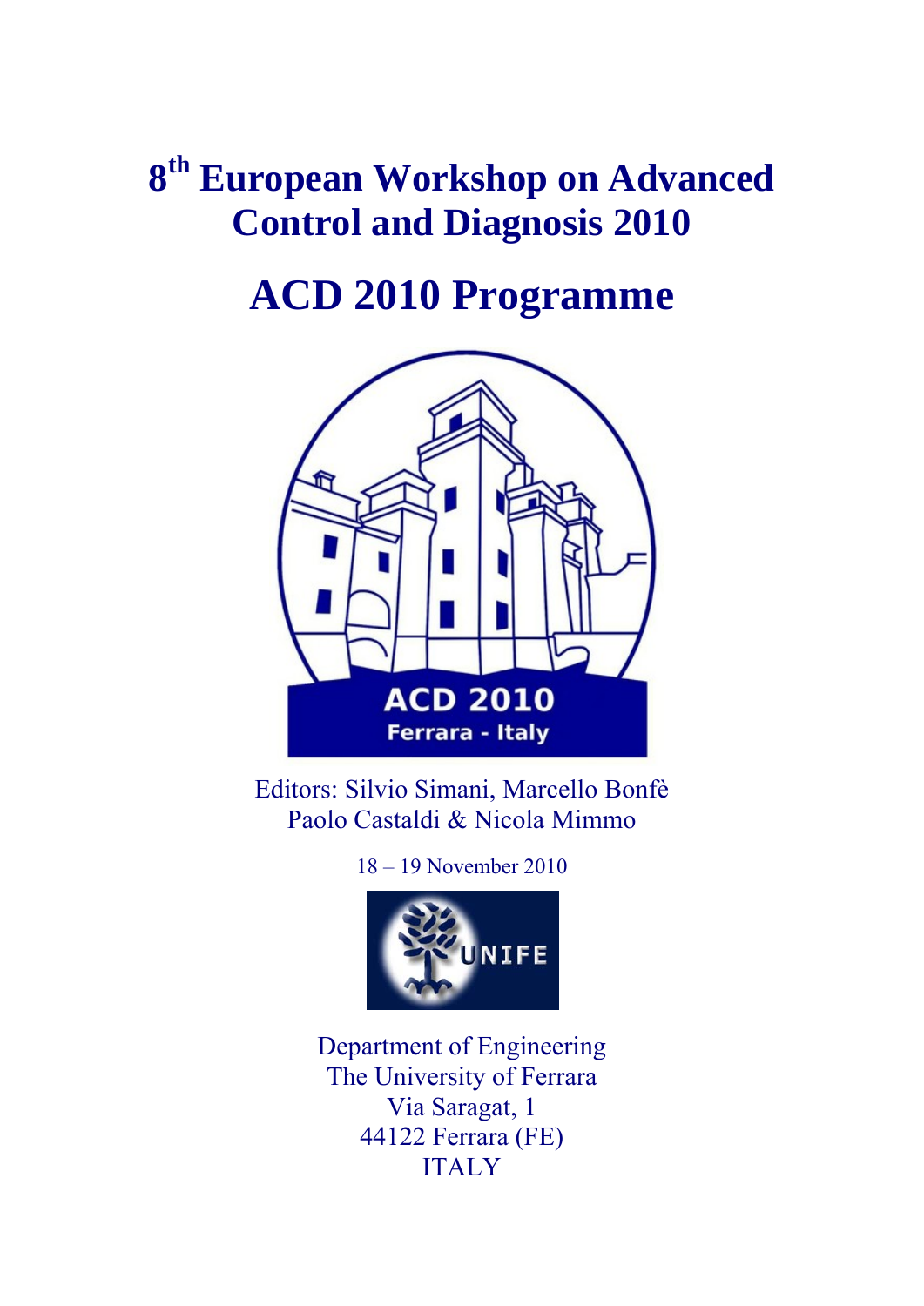# 8th European Workshop on Advanced Control and Diagnosis 2010

# ACD 2010 Programme

Editors: Silvio Simani, Marcello Bonfè
Paolo Castaldi & Nicola Mimmo

18 – 19 November 2010

Department of Engineering
The University of Ferrara
Via Saragat, 1
44122 Ferrara (FE)
ITALY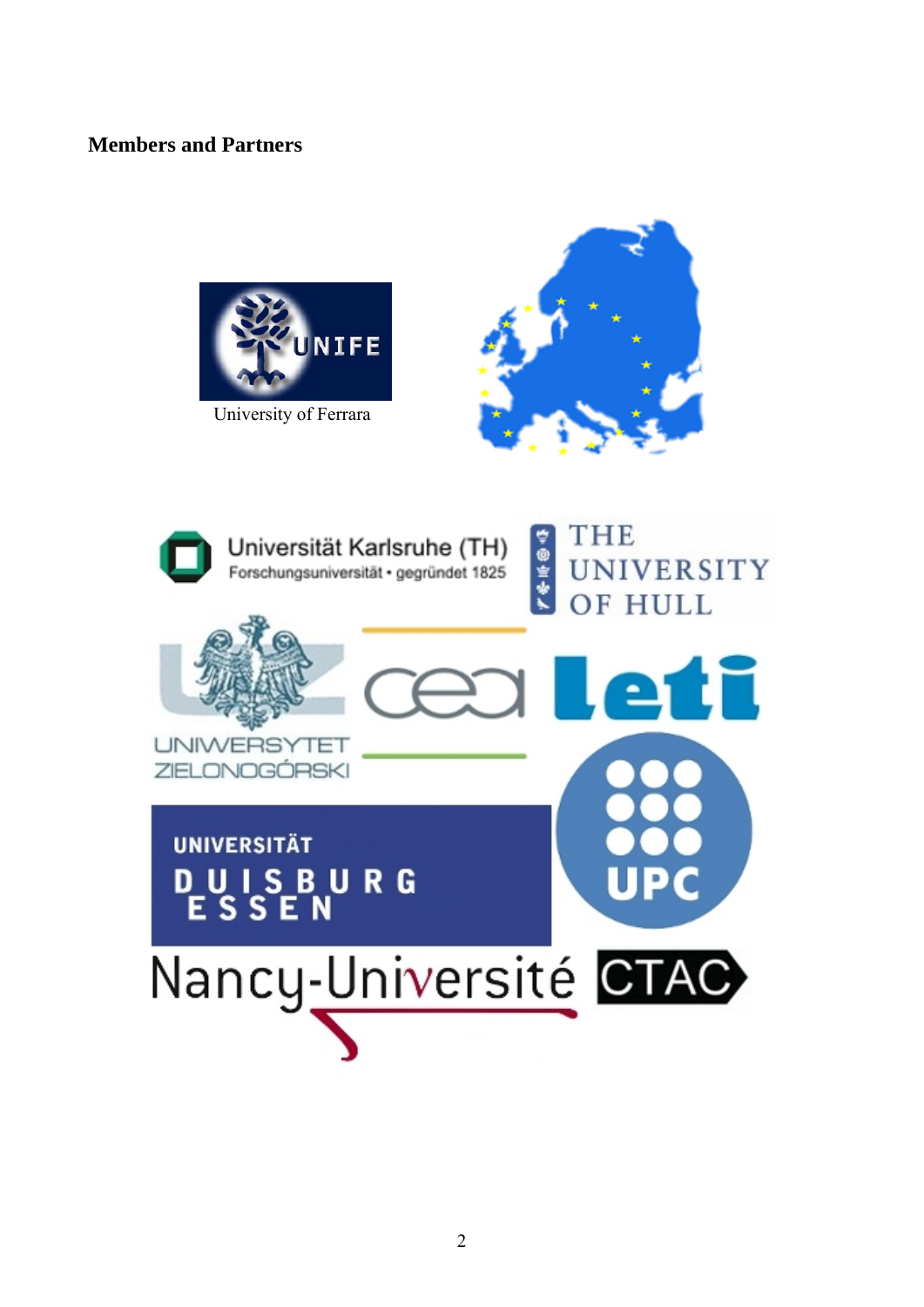## Members and Partners

University of Ferrara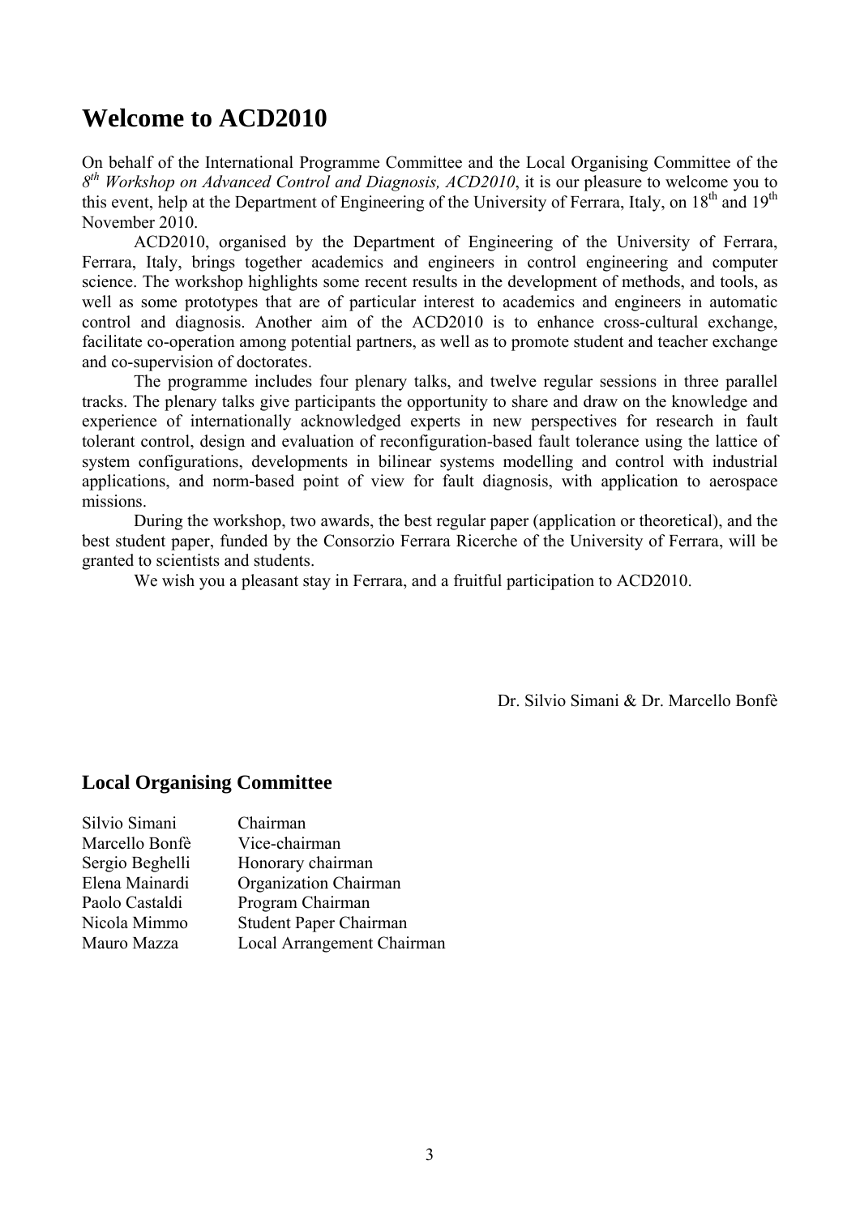# Welcome to ACD2010

On behalf of the International Programme Committee and the Local Organising Committee of the *8th Workshop on Advanced Control and Diagnosis, ACD2010*, it is our pleasure to welcome you to this event, help at the Department of Engineering of the University of Ferrara, Italy, on 18th and 19th November 2010.

ACD2010, organised by the Department of Engineering of the University of Ferrara, Ferrara, Italy, brings together academics and engineers in control engineering and computer science. The workshop highlights some recent results in the development of methods, and tools, as well as some prototypes that are of particular interest to academics and engineers in automatic control and diagnosis. Another aim of the ACD2010 is to enhance cross-cultural exchange, facilitate co-operation among potential partners, as well as to promote student and teacher exchange and co-supervision of doctorates.

The programme includes four plenary talks, and twelve regular sessions in three parallel tracks. The plenary talks give participants the opportunity to share and draw on the knowledge and experience of internationally acknowledged experts in new perspectives for research in fault tolerant control, design and evaluation of reconfiguration-based fault tolerance using the lattice of system configurations, developments in bilinear systems modelling and control with industrial applications, and norm-based point of view for fault diagnosis, with application to aerospace missions.

During the workshop, two awards, the best regular paper (application or theoretical), and the best student paper, funded by the Consorzio Ferrara Ricerche of the University of Ferrara, will be granted to scientists and students.

We wish you a pleasant stay in Ferrara, and a fruitful participation to ACD2010.

Dr. Silvio Simani & Dr. Marcello Bonfè

## Local Organising Committee

| | |
|---|---|
| Silvio Simani | Chairman |
| Marcello Bonfè | Vice-chairman |
| Sergio Beghelli | Honorary chairman |
| Elena Mainardi | Organization Chairman |
| Paolo Castaldi | Program Chairman |
| Nicola Mimmo | Student Paper Chairman |
| Mauro Mazza | Local Arrangement Chairman |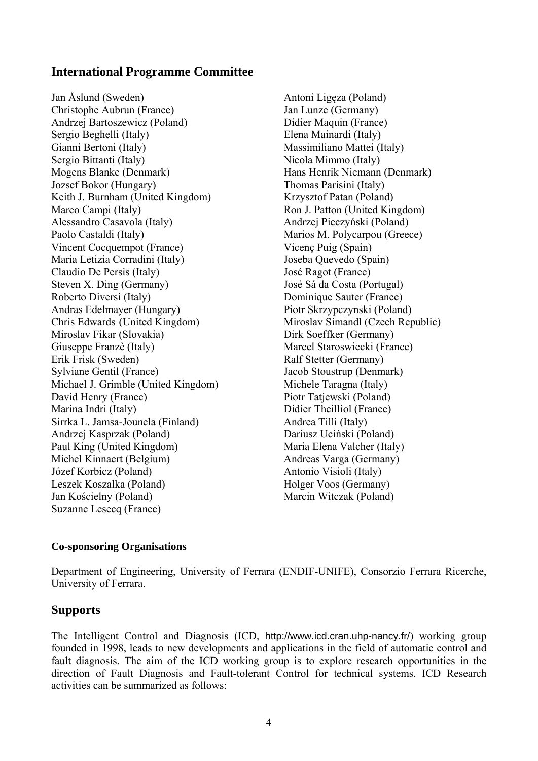## International Programme Committee

Jan Åslund (Sweden)
Christophe Aubrun (France)
Andrzej Bartoszewicz (Poland)
Sergio Beghelli (Italy)
Gianni Bertoni (Italy)
Sergio Bittanti (Italy)
Mogens Blanke (Denmark)
Jozsef Bokor (Hungary)
Keith J. Burnham (United Kingdom)
Marco Campi (Italy)
Alessandro Casavola (Italy)
Paolo Castaldi (Italy)
Vincent Cocquempot (France)
Maria Letizia Corradini (Italy)
Claudio De Persis (Italy)
Steven X. Ding (Germany)
Roberto Diversi (Italy)
Andras Edelmayer (Hungary)
Chris Edwards (United Kingdom)
Miroslav Fikar (Slovakia)
Giuseppe Franzè (Italy)
Erik Frisk (Sweden)
Sylviane Gentil (France)
Michael J. Grimble (United Kingdom)
David Henry (France)
Marina Indri (Italy)
Sirrka L. Jamsa-Jounela (Finland)
Andrzej Kasprzak (Poland)
Paul King (United Kingdom)
Michel Kinnaert (Belgium)
Józef Korbicz (Poland)
Leszek Koszalka (Poland)
Jan Kościelny (Poland)
Suzanne Lesecq (France)
Antoni Ligęza (Poland)
Jan Lunze (Germany)
Didier Maquin (France)
Elena Mainardi (Italy)
Massimiliano Mattei (Italy)
Nicola Mimmo (Italy)
Hans Henrik Niemann (Denmark)
Thomas Parisini (Italy)
Krzysztof Patan (Poland)
Ron J. Patton (United Kingdom)
Andrzej Pieczyński (Poland)
Marios M. Polycarpou (Greece)
Vicenç Puig (Spain)
Joseba Quevedo (Spain)
José Ragot (France)
José Sá da Costa (Portugal)
Dominique Sauter (France)
Piotr Skrzypczynski (Poland)
Miroslav Simandl (Czech Republic)
Dirk Soeffker (Germany)
Marcel Staroswiecki (France)
Ralf Stetter (Germany)
Jacob Stoustrup (Denmark)
Michele Taragna (Italy)
Piotr Tatjewski (Poland)
Didier Theilliol (France)
Andrea Tilli (Italy)
Dariusz Uciński (Poland)
Maria Elena Valcher (Italy)
Andreas Varga (Germany)
Antonio Visioli (Italy)
Holger Voos (Germany)
Marcin Witczak (Poland)

#### Co-sponsoring Organisations

Department of Engineering, University of Ferrara (ENDIF-UNIFE), Consorzio Ferrara Ricerche, University of Ferrara.

## Supports

The Intelligent Control and Diagnosis (ICD, http://www.icd.cran.uhp-nancy.fr/) working group founded in 1998, leads to new developments and applications in the field of automatic control and fault diagnosis. The aim of the ICD working group is to explore research opportunities in the direction of Fault Diagnosis and Fault-tolerant Control for technical systems. ICD Research activities can be summarized as follows: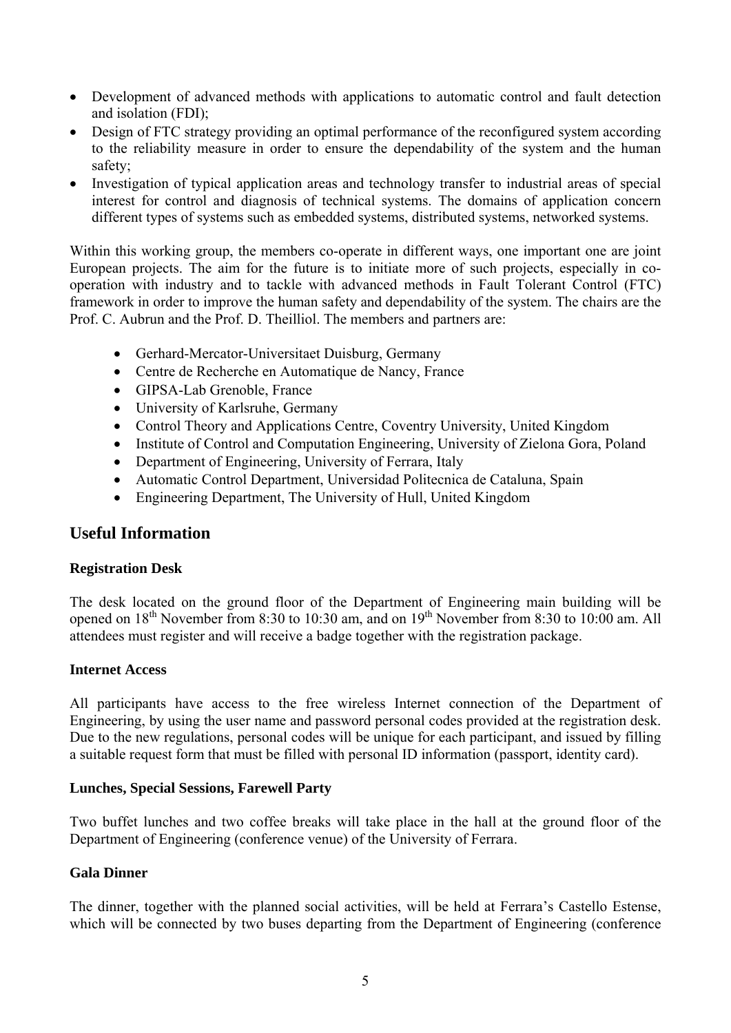- Development of advanced methods with applications to automatic control and fault detection and isolation (FDI);
- Design of FTC strategy providing an optimal performance of the reconfigured system according to the reliability measure in order to ensure the dependability of the system and the human safety;
- Investigation of typical application areas and technology transfer to industrial areas of special interest for control and diagnosis of technical systems. The domains of application concern different types of systems such as embedded systems, distributed systems, networked systems.

Within this working group, the members co-operate in different ways, one important one are joint European projects. The aim for the future is to initiate more of such projects, especially in co-operation with industry and to tackle with advanced methods in Fault Tolerant Control (FTC) framework in order to improve the human safety and dependability of the system. The chairs are the Prof. C. Aubrun and the Prof. D. Theilliol. The members and partners are:

- Gerhard-Mercator-Universitaet Duisburg, Germany
- Centre de Recherche en Automatique de Nancy, France
- GIPSA-Lab Grenoble, France
- University of Karlsruhe, Germany
- Control Theory and Applications Centre, Coventry University, United Kingdom
- Institute of Control and Computation Engineering, University of Zielona Gora, Poland
- Department of Engineering, University of Ferrara, Italy
- Automatic Control Department, Universidad Politecnica de Cataluna, Spain
- Engineering Department, The University of Hull, United Kingdom

## Useful Information

**Registration Desk**

The desk located on the ground floor of the Department of Engineering main building will be opened on 18th November from 8:30 to 10:30 am, and on 19th November from 8:30 to 10:00 am. All attendees must register and will receive a badge together with the registration package.

**Internet Access**

All participants have access to the free wireless Internet connection of the Department of Engineering, by using the user name and password personal codes provided at the registration desk. Due to the new regulations, personal codes will be unique for each participant, and issued by filling a suitable request form that must be filled with personal ID information (passport, identity card).

**Lunches, Special Sessions, Farewell Party**

Two buffet lunches and two coffee breaks will take place in the hall at the ground floor of the Department of Engineering (conference venue) of the University of Ferrara.

**Gala Dinner**

The dinner, together with the planned social activities, will be held at Ferrara's Castello Estense, which will be connected by two buses departing from the Department of Engineering (conference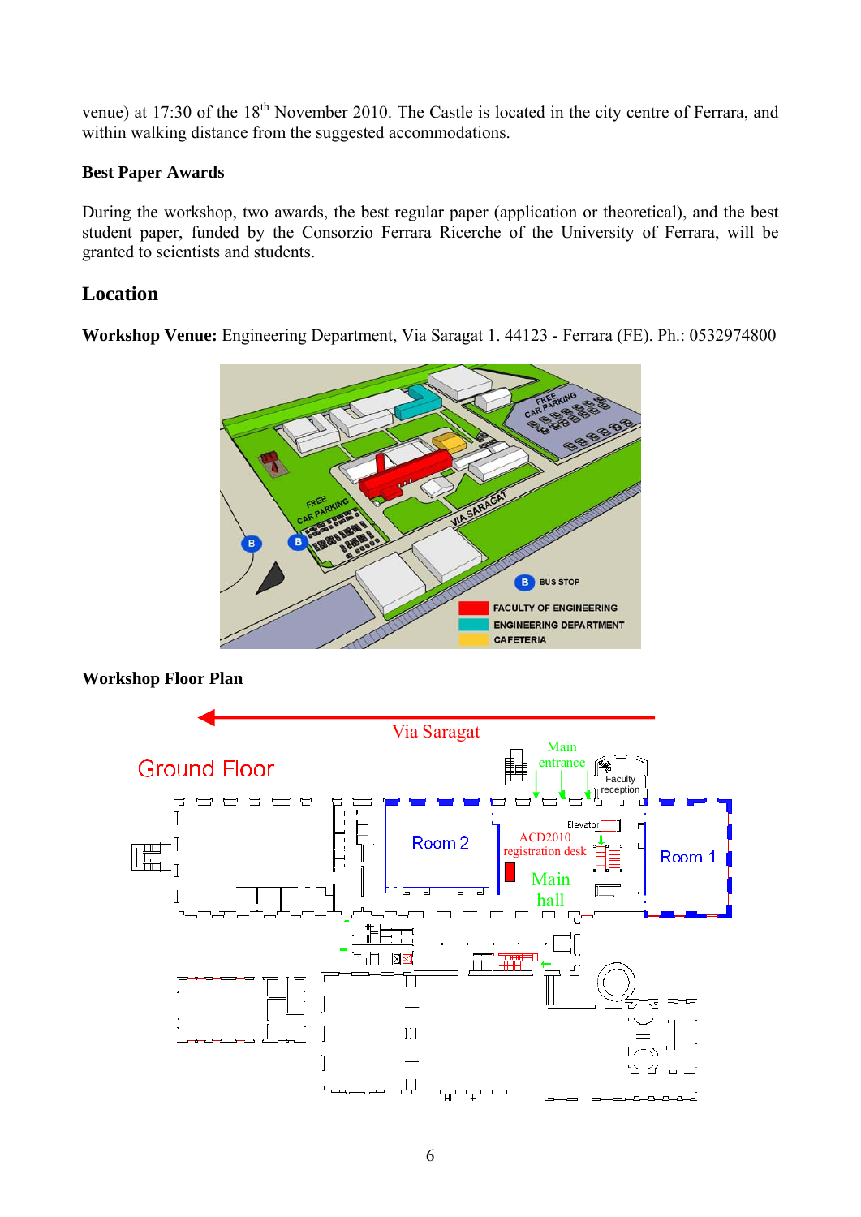venue) at 17:30 of the 18th November 2010. The Castle is located in the city centre of Ferrara, and within walking distance from the suggested accommodations.

**Best Paper Awards**

During the workshop, two awards, the best regular paper (application or theoretical), and the best student paper, funded by the Consorzio Ferrara Ricerche of the University of Ferrara, will be granted to scientists and students.

## Location

**Workshop Venue:** Engineering Department, Via Saragat 1. 44123 - Ferrara (FE). Ph.: 0532974800

**Workshop Floor Plan**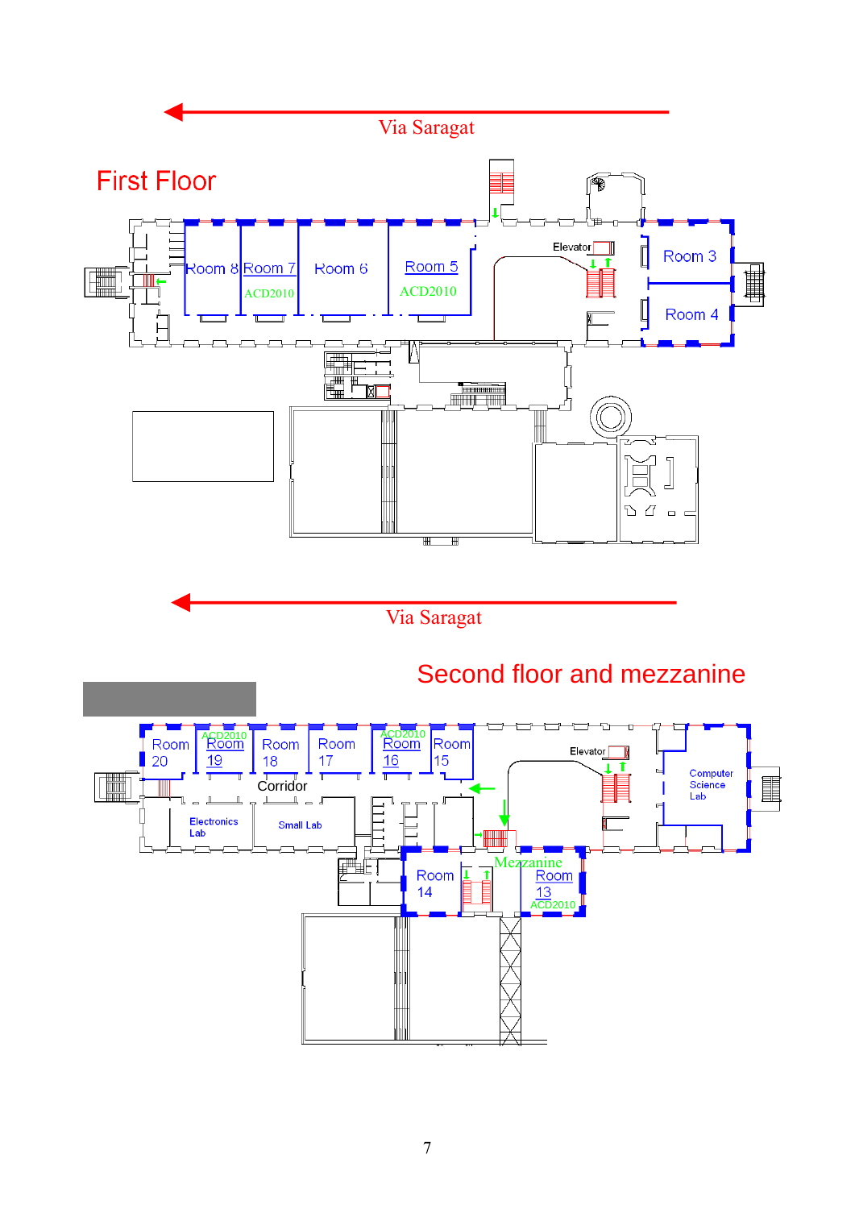Via Saragat

# First Floor

Room 8 Room 7 ACD2010 Room 6 Room 5 ACD2010 Elevator Room 3 Room 4

Via Saragat

# Second floor and mezzanine

Room 20 ACD2010 Room 19 Room 18 Room 17 ACD2010 Room 16 Room 15 Elevator Computer Science Lab

Corridor

Electronics Lab Small Lab

Room 14 Mezzanine Room 13 ACD2010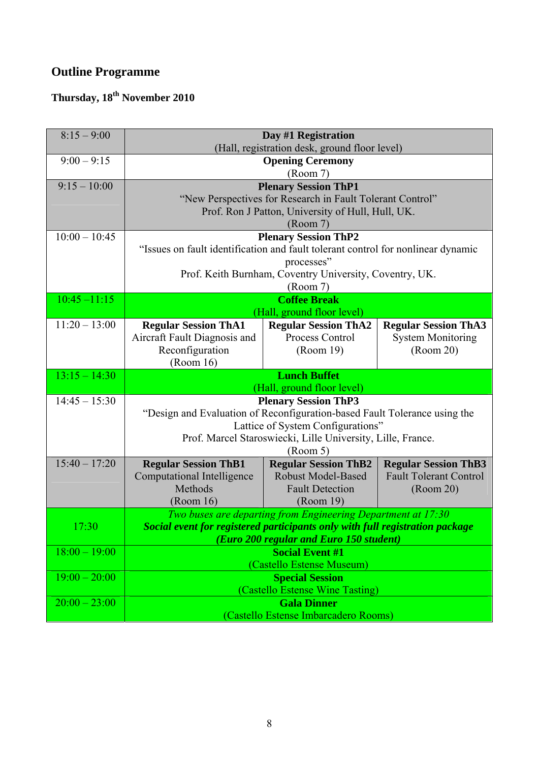## Outline Programme

### Thursday, 18th November 2010

| Time | | | |
|---|---|---|---|
| 8:15 – 9:00 | **Day #1 Registration**<br>(Hall, registration desk, ground floor level) | | |
| 9:00 – 9:15 | **Opening Ceremony**<br>(Room 7) | | |
| 9:15 – 10:00 | **Plenary Session ThP1**<br>"New Perspectives for Research in Fault Tolerant Control"<br>Prof. Ron J Patton, University of Hull, Hull, UK.<br>(Room 7) | | |
| 10:00 – 10:45 | **Plenary Session ThP2**<br>"Issues on fault identification and fault tolerant control for nonlinear dynamic processes"<br>Prof. Keith Burnham, Coventry University, Coventry, UK.<br>(Room 7) | | |
| 10:45 –11:15 | **Coffee Break**<br>(Hall, ground floor level) | | |
| 11:20 – 13:00 | **Regular Session ThA1**<br>Aircraft Fault Diagnosis and Reconfiguration<br>(Room 16) | **Regular Session ThA2**<br>Process Control<br>(Room 19) | **Regular Session ThA3**<br>System Monitoring<br>(Room 20) |
| 13:15 – 14:30 | **Lunch Buffet**<br>(Hall, ground floor level) | | |
| 14:45 – 15:30 | **Plenary Session ThP3**<br>"Design and Evaluation of Reconfiguration-based Fault Tolerance using the Lattice of System Configurations"<br>Prof. Marcel Staroswiecki, Lille University, Lille, France.<br>(Room 5) | | |
| 15:40 – 17:20 | **Regular Session ThB1**<br>Computational Intelligence Methods<br>(Room 16) | **Regular Session ThB2**<br>Robust Model-Based Fault Detection<br>(Room 19) | **Regular Session ThB3**<br>Fault Tolerant Control<br>(Room 20) |
| 17:30 | *Two buses are departing from Engineering Department at 17:30*<br>***Social event for registered participants only with full registration package (Euro 200 regular and Euro 150 student)*** | | |
| 18:00 – 19:00 | **Social Event #1**<br>(Castello Estense Museum) | | |
| 19:00 – 20:00 | **Special Session**<br>(Castello Estense Wine Tasting) | | |
| 20:00 – 23:00 | **Gala Dinner**<br>(Castello Estense Imbarcadero Rooms) | | |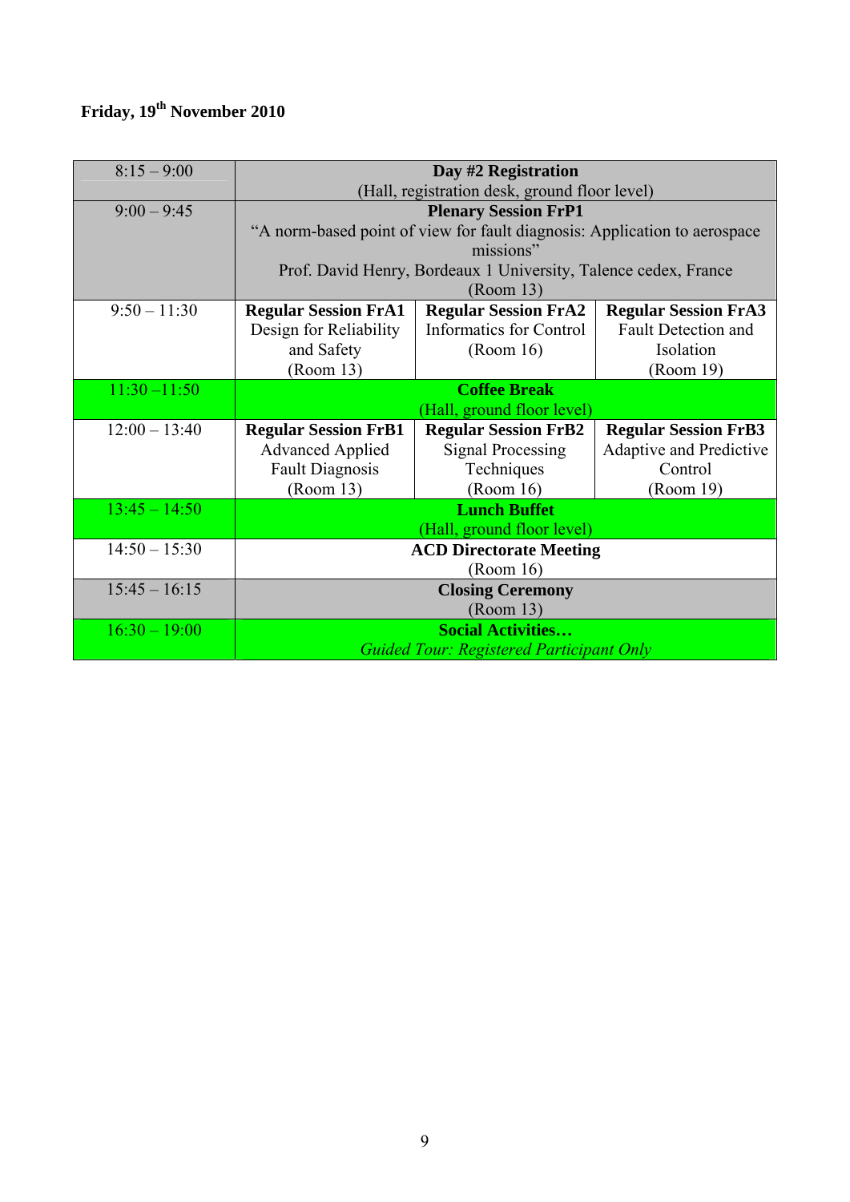**Friday, 19th November 2010**

| Time | | | |
|---|---|---|---|
| 8:15 – 9:00 | **Day #2 Registration**<br>(Hall, registration desk, ground floor level) | | |
| 9:00 – 9:45 | **Plenary Session FrP1**<br>"A norm-based point of view for fault diagnosis: Application to aerospace missions"<br>Prof. David Henry, Bordeaux 1 University, Talence cedex, France<br>(Room 13) | | |
| 9:50 – 11:30 | **Regular Session FrA1**<br>Design for Reliability and Safety<br>(Room 13) | **Regular Session FrA2**<br>Informatics for Control<br>(Room 16) | **Regular Session FrA3**<br>Fault Detection and Isolation<br>(Room 19) |
| 11:30 –11:50 | **Coffee Break**<br>(Hall, ground floor level) | | |
| 12:00 – 13:40 | **Regular Session FrB1**<br>Advanced Applied Fault Diagnosis<br>(Room 13) | **Regular Session FrB2**<br>Signal Processing Techniques<br>(Room 16) | **Regular Session FrB3**<br>Adaptive and Predictive Control<br>(Room 19) |
| 13:45 – 14:50 | **Lunch Buffet**<br>(Hall, ground floor level) | | |
| 14:50 – 15:30 | **ACD Directorate Meeting**<br>(Room 16) | | |
| 15:45 – 16:15 | **Closing Ceremony**<br>(Room 13) | | |
| 16:30 – 19:00 | **Social Activities…**<br>*Guided Tour: Registered Participant Only* | | |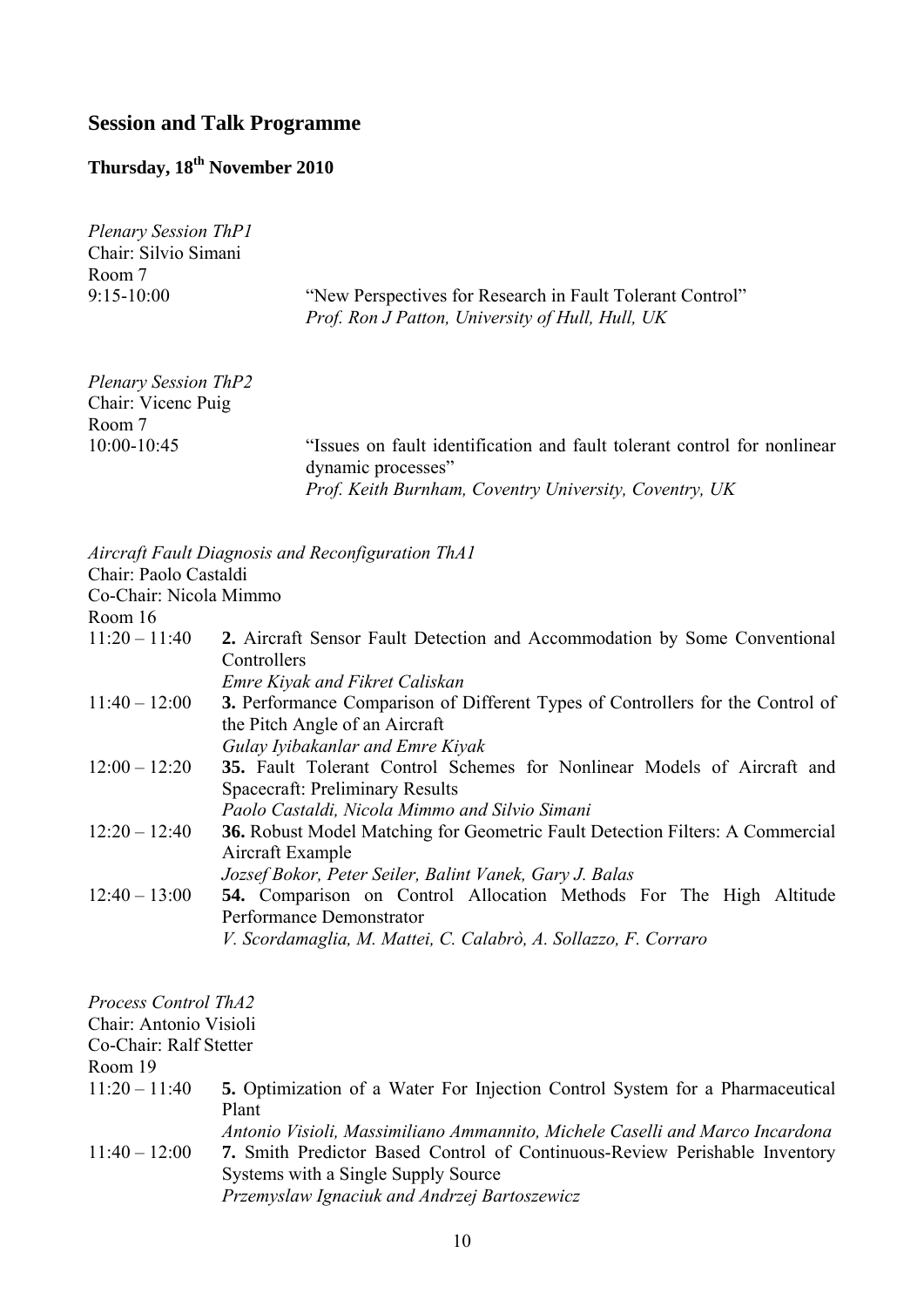## Session and Talk Programme

### Thursday, 18th November 2010

*Plenary Session ThP1*
Chair: Silvio Simani
Room 7
9:15-10:00 "New Perspectives for Research in Fault Tolerant Control"
*Prof. Ron J Patton, University of Hull, Hull, UK*

*Plenary Session ThP2*
Chair: Vicenc Puig
Room 7
10:00-10:45 "Issues on fault identification and fault tolerant control for nonlinear dynamic processes"
*Prof. Keith Burnham, Coventry University, Coventry, UK*

*Aircraft Fault Diagnosis and Reconfiguration ThA1*
Chair: Paolo Castaldi
Co-Chair: Nicola Mimmo
Room 16

11:20 – 11:40 **2.** Aircraft Sensor Fault Detection and Accommodation by Some Conventional Controllers
*Emre Kiyak and Fikret Caliskan*

11:40 – 12:00 **3.** Performance Comparison of Different Types of Controllers for the Control of the Pitch Angle of an Aircraft
*Gulay Iyibakanlar and Emre Kiyak*

12:00 – 12:20 **35.** Fault Tolerant Control Schemes for Nonlinear Models of Aircraft and Spacecraft: Preliminary Results
*Paolo Castaldi, Nicola Mimmo and Silvio Simani*

12:20 – 12:40 **36.** Robust Model Matching for Geometric Fault Detection Filters: A Commercial Aircraft Example
*Jozsef Bokor, Peter Seiler, Balint Vanek, Gary J. Balas*

12:40 – 13:00 **54.** Comparison on Control Allocation Methods For The High Altitude Performance Demonstrator
*V. Scordamaglia, M. Mattei, C. Calabrò, A. Sollazzo, F. Corraro*

*Process Control ThA2*
Chair: Antonio Visioli
Co-Chair: Ralf Stetter
Room 19

11:20 – 11:40 **5.** Optimization of a Water For Injection Control System for a Pharmaceutical Plant
*Antonio Visioli, Massimiliano Ammannito, Michele Caselli and Marco Incardona*

11:40 – 12:00 **7.** Smith Predictor Based Control of Continuous-Review Perishable Inventory Systems with a Single Supply Source
*Przemyslaw Ignaciuk and Andrzej Bartoszewicz*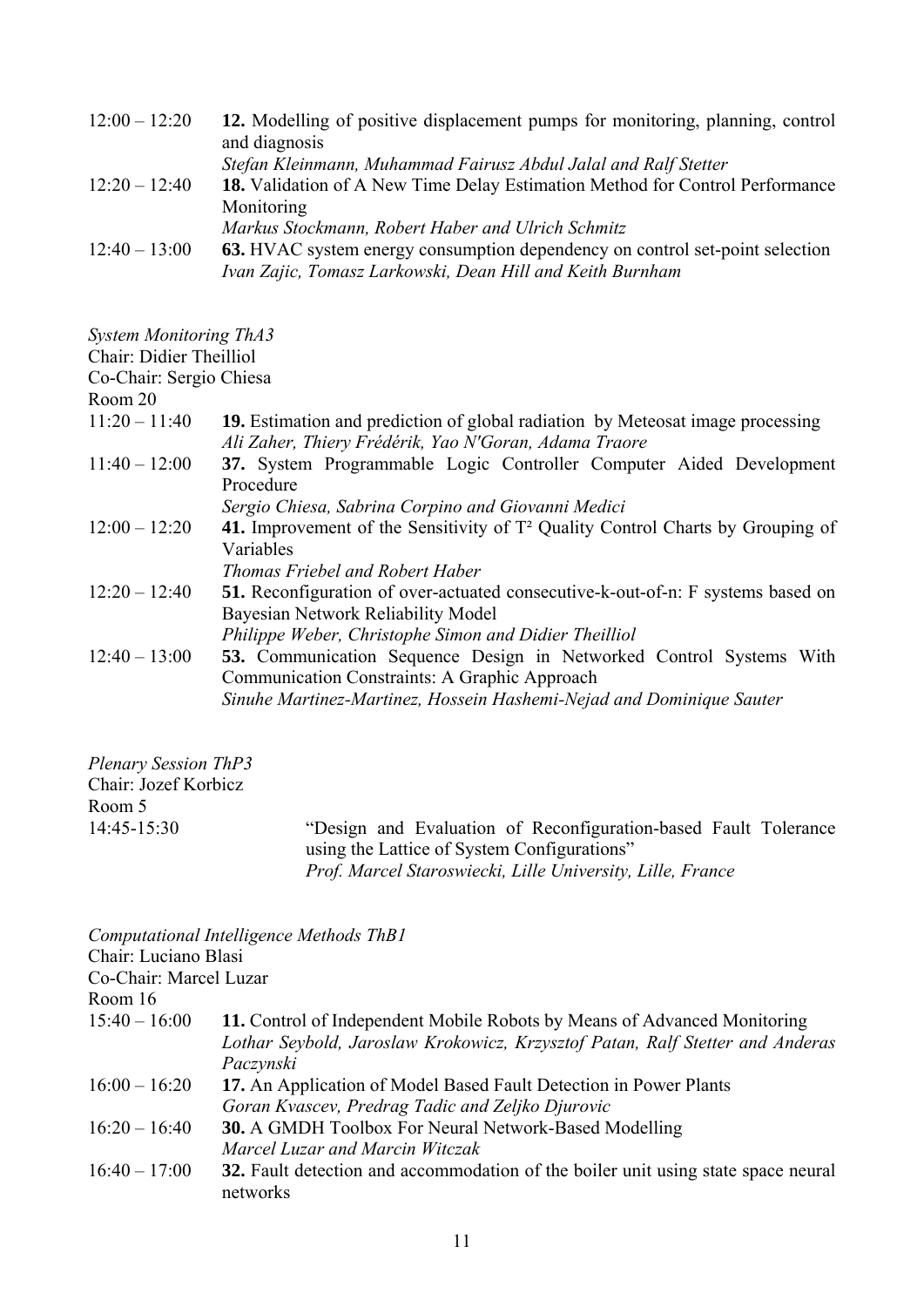12:00 – 12:20 **12.** Modelling of positive displacement pumps for monitoring, planning, control and diagnosis
*Stefan Kleinmann, Muhammad Fairusz Abdul Jalal and Ralf Stetter*

12:20 – 12:40 **18.** Validation of A New Time Delay Estimation Method for Control Performance Monitoring
*Markus Stockmann, Robert Haber and Ulrich Schmitz*

12:40 – 13:00 **63.** HVAC system energy consumption dependency on control set-point selection
*Ivan Zajic, Tomasz Larkowski, Dean Hill and Keith Burnham*

*System Monitoring ThA3*
Chair: Didier Theilliol
Co-Chair: Sergio Chiesa
Room 20

11:20 – 11:40 **19.** Estimation and prediction of global radiation by Meteosat image processing
*Ali Zaher, Thiery Frédérik, Yao N'Goran, Adama Traore*

11:40 – 12:00 **37.** System Programmable Logic Controller Computer Aided Development Procedure
*Sergio Chiesa, Sabrina Corpino and Giovanni Medici*

12:00 – 12:20 **41.** Improvement of the Sensitivity of $T^2$ Quality Control Charts by Grouping of Variables
*Thomas Friebel and Robert Haber*

12:20 – 12:40 **51.** Reconfiguration of over-actuated consecutive-k-out-of-n: F systems based on Bayesian Network Reliability Model
*Philippe Weber, Christophe Simon and Didier Theilliol*

12:40 – 13:00 **53.** Communication Sequence Design in Networked Control Systems With Communication Constraints: A Graphic Approach
*Sinuhe Martinez-Martinez, Hossein Hashemi-Nejad and Dominique Sauter*

*Plenary Session ThP3*
Chair: Jozef Korbicz
Room 5

14:45-15:30 "Design and Evaluation of Reconfiguration-based Fault Tolerance using the Lattice of System Configurations"
*Prof. Marcel Staroswiecki, Lille University, Lille, France*

*Computational Intelligence Methods ThB1*
Chair: Luciano Blasi
Co-Chair: Marcel Luzar
Room 16

15:40 – 16:00 **11.** Control of Independent Mobile Robots by Means of Advanced Monitoring
*Lothar Seybold, Jaroslaw Krokowicz, Krzysztof Patan, Ralf Stetter and Anderas Paczynski*

16:00 – 16:20 **17.** An Application of Model Based Fault Detection in Power Plants
*Goran Kvascev, Predrag Tadic and Zeljko Djurovic*

16:20 – 16:40 **30.** A GMDH Toolbox For Neural Network-Based Modelling
*Marcel Luzar and Marcin Witczak*

16:40 – 17:00 **32.** Fault detection and accommodation of the boiler unit using state space neural networks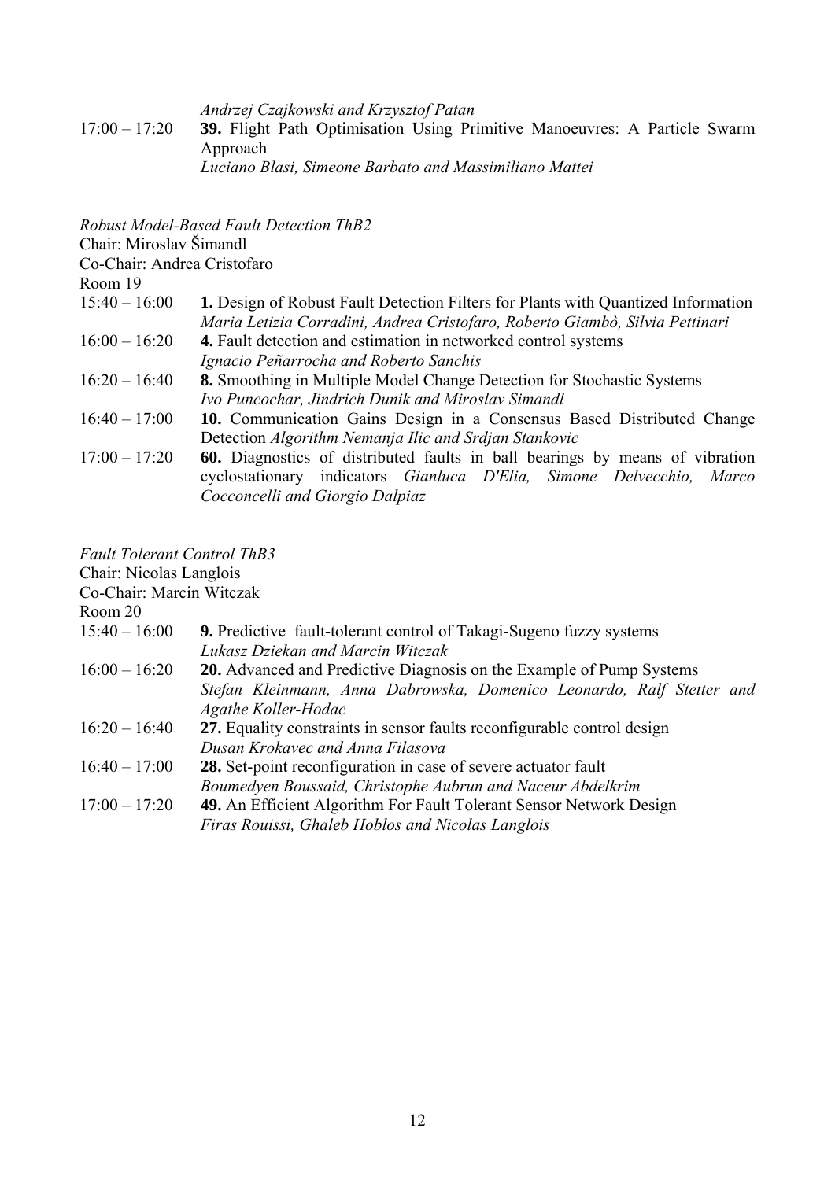*Andrzej Czajkowski and Krzysztof Patan*

17:00 – 17:20 **39.** Flight Path Optimisation Using Primitive Manoeuvres: A Particle Swarm Approach
*Luciano Blasi, Simeone Barbato and Massimiliano Mattei*

*Robust Model-Based Fault Detection ThB2*
Chair: Miroslav Šimandl
Co-Chair: Andrea Cristofaro
Room 19

15:40 – 16:00 **1.** Design of Robust Fault Detection Filters for Plants with Quantized Information
*Maria Letizia Corradini, Andrea Cristofaro, Roberto Giambò, Silvia Pettinari*

16:00 – 16:20 **4.** Fault detection and estimation in networked control systems
*Ignacio Peñarrocha and Roberto Sanchis*

16:20 – 16:40 **8.** Smoothing in Multiple Model Change Detection for Stochastic Systems
*Ivo Puncochar, Jindrich Dunik and Miroslav Simandl*

16:40 – 17:00 **10.** Communication Gains Design in a Consensus Based Distributed Change Detection *Algorithm Nemanja Ilic and Srdjan Stankovic*

17:00 – 17:20 **60.** Diagnostics of distributed faults in ball bearings by means of vibration cyclostationary indicators *Gianluca D'Elia, Simone Delvecchio, Marco Cocconcelli and Giorgio Dalpiaz*

*Fault Tolerant Control ThB3*
Chair: Nicolas Langlois
Co-Chair: Marcin Witczak
Room 20

15:40 – 16:00 **9.** Predictive fault-tolerant control of Takagi-Sugeno fuzzy systems
*Lukasz Dziekan and Marcin Witczak*

16:00 – 16:20 **20.** Advanced and Predictive Diagnosis on the Example of Pump Systems
*Stefan Kleinmann, Anna Dabrowska, Domenico Leonardo, Ralf Stetter and Agathe Koller-Hodac*

16:20 – 16:40 **27.** Equality constraints in sensor faults reconfigurable control design
*Dusan Krokavec and Anna Filasova*

16:40 – 17:00 **28.** Set-point reconfiguration in case of severe actuator fault
*Boumedyen Boussaid, Christophe Aubrun and Naceur Abdelkrim*

17:00 – 17:20 **49.** An Efficient Algorithm For Fault Tolerant Sensor Network Design
*Firas Rouissi, Ghaleb Hoblos and Nicolas Langlois*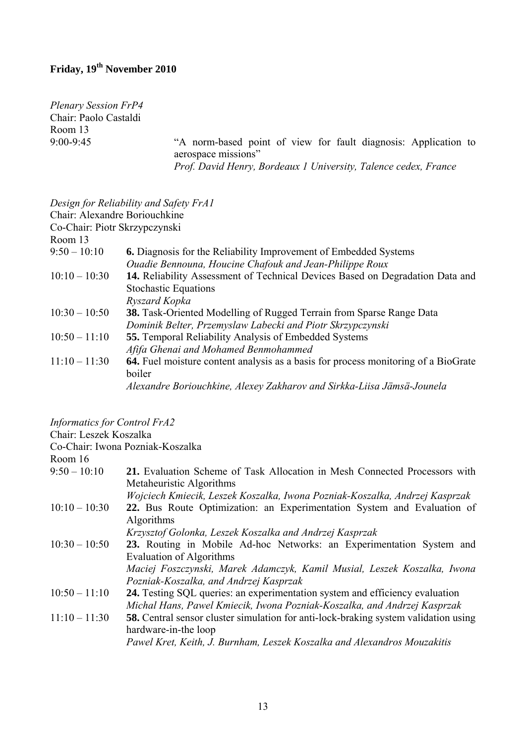## Friday, 19th November 2010

*Plenary Session FrP4*
Chair: Paolo Castaldi
Room 13

| | |
|---|---|
| 9:00-9:45 | "A norm-based point of view for fault diagnosis: Application to aerospace missions"<br>*Prof. David Henry, Bordeaux 1 University, Talence cedex, France* |

*Design for Reliability and Safety FrA1*
Chair: Alexandre Boriouchkine
Co-Chair: Piotr Skrzypczynski
Room 13

| | |
|---|---|
| 9:50 – 10:10 | **6.** Diagnosis for the Reliability Improvement of Embedded Systems<br>*Ouadie Bennouna, Houcine Chafouk and Jean-Philippe Roux* |
| 10:10 – 10:30 | **14.** Reliability Assessment of Technical Devices Based on Degradation Data and Stochastic Equations<br>*Ryszard Kopka* |
| 10:30 – 10:50 | **38.** Task-Oriented Modelling of Rugged Terrain from Sparse Range Data<br>*Dominik Belter, Przemyslaw Labecki and Piotr Skrzypczynski* |
| 10:50 – 11:10 | **55.** Temporal Reliability Analysis of Embedded Systems<br>*Afifa Ghenai and Mohamed Benmohammed* |
| 11:10 – 11:30 | **64.** Fuel moisture content analysis as a basis for process monitoring of a BioGrate boiler<br>*Alexandre Boriouchkine, Alexey Zakharov and Sirkka-Liisa Jämsä-Jounela* |

*Informatics for Control FrA2*
Chair: Leszek Koszalka
Co-Chair: Iwona Pozniak-Koszalka
Room 16

| | |
|---|---|
| 9:50 – 10:10 | **21.** Evaluation Scheme of Task Allocation in Mesh Connected Processors with Metaheuristic Algorithms<br>*Wojciech Kmiecik, Leszek Koszalka, Iwona Pozniak-Koszalka, Andrzej Kasprzak* |
| 10:10 – 10:30 | **22.** Bus Route Optimization: an Experimentation System and Evaluation of Algorithms<br>*Krzysztof Golonka, Leszek Koszalka and Andrzej Kasprzak* |
| 10:30 – 10:50 | **23.** Routing in Mobile Ad-hoc Networks: an Experimentation System and Evaluation of Algorithms<br>*Maciej Foszczynski, Marek Adamczyk, Kamil Musial, Leszek Koszalka, Iwona Pozniak-Koszalka, and Andrzej Kasprzak* |
| 10:50 – 11:10 | **24.** Testing SQL queries: an experimentation system and efficiency evaluation<br>*Michal Hans, Pawel Kmiecik, Iwona Pozniak-Koszalka, and Andrzej Kasprzak* |
| 11:10 – 11:30 | **58.** Central sensor cluster simulation for anti-lock-braking system validation using hardware-in-the loop<br>*Pawel Kret, Keith, J. Burnham, Leszek Koszalka and Alexandros Mouzakitis* |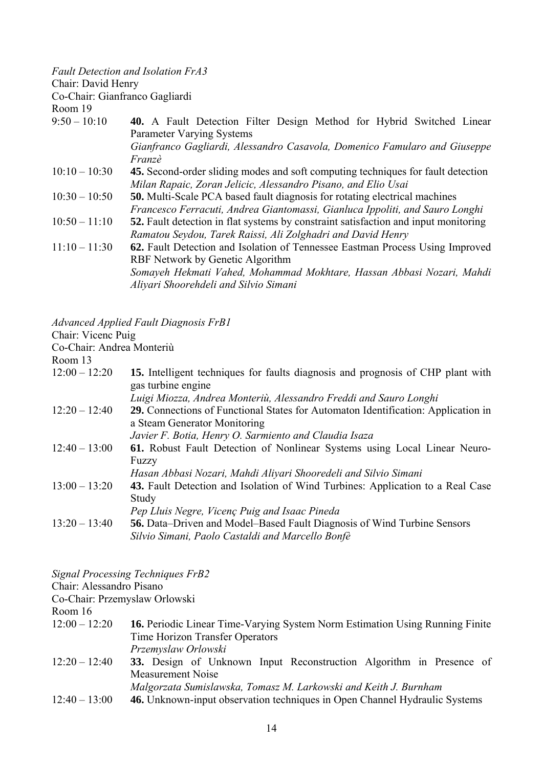*Fault Detection and Isolation FrA3*
Chair: David Henry
Co-Chair: Gianfranco Gagliardi
Room 19

9:50 – 10:10 **40.** A Fault Detection Filter Design Method for Hybrid Switched Linear Parameter Varying Systems
*Gianfranco Gagliardi, Alessandro Casavola, Domenico Famularo and Giuseppe Franzè*

10:10 – 10:30 **45.** Second-order sliding modes and soft computing techniques for fault detection
*Milan Rapaic, Zoran Jelicic, Alessandro Pisano, and Elio Usai*

10:30 – 10:50 **50.** Multi-Scale PCA based fault diagnosis for rotating electrical machines
*Francesco Ferracuti, Andrea Giantomassi, Gianluca Ippoliti, and Sauro Longhi*

10:50 – 11:10 **52.** Fault detection in flat systems by constraint satisfaction and input monitoring
*Ramatou Seydou, Tarek Raissi, Ali Zolghadri and David Henry*

11:10 – 11:30 **62.** Fault Detection and Isolation of Tennessee Eastman Process Using Improved RBF Network by Genetic Algorithm
*Somayeh Hekmati Vahed, Mohammad Mokhtare, Hassan Abbasi Nozari, Mahdi Aliyari Shoorehdeli and Silvio Simani*

*Advanced Applied Fault Diagnosis FrB1*
Chair: Vicenc Puig
Co-Chair: Andrea Monteriù
Room 13

12:00 – 12:20 **15.** Intelligent techniques for faults diagnosis and prognosis of CHP plant with gas turbine engine
*Luigi Miozza, Andrea Monteriù, Alessandro Freddi and Sauro Longhi*

12:20 – 12:40 **29.** Connections of Functional States for Automaton Identification: Application in a Steam Generator Monitoring
*Javier F. Botia, Henry O. Sarmiento and Claudia Isaza*

12:40 – 13:00 **61.** Robust Fault Detection of Nonlinear Systems using Local Linear Neuro-Fuzzy
*Hasan Abbasi Nozari, Mahdi Aliyari Shooredeli and Silvio Simani*

13:00 – 13:20 **43.** Fault Detection and Isolation of Wind Turbines: Application to a Real Case Study
*Pep Lluis Negre, Vicenç Puig and Isaac Pineda*

13:20 – 13:40 **56.** Data–Driven and Model–Based Fault Diagnosis of Wind Turbine Sensors
*Silvio Simani, Paolo Castaldi and Marcello Bonfè*

*Signal Processing Techniques FrB2*
Chair: Alessandro Pisano
Co-Chair: Przemyslaw Orlowski
Room 16

12:00 – 12:20 **16.** Periodic Linear Time-Varying System Norm Estimation Using Running Finite Time Horizon Transfer Operators
*Przemyslaw Orlowski*

12:20 – 12:40 **33.** Design of Unknown Input Reconstruction Algorithm in Presence of Measurement Noise
*Malgorzata Sumislawska, Tomasz M. Larkowski and Keith J. Burnham*

12:40 – 13:00 **46.** Unknown-input observation techniques in Open Channel Hydraulic Systems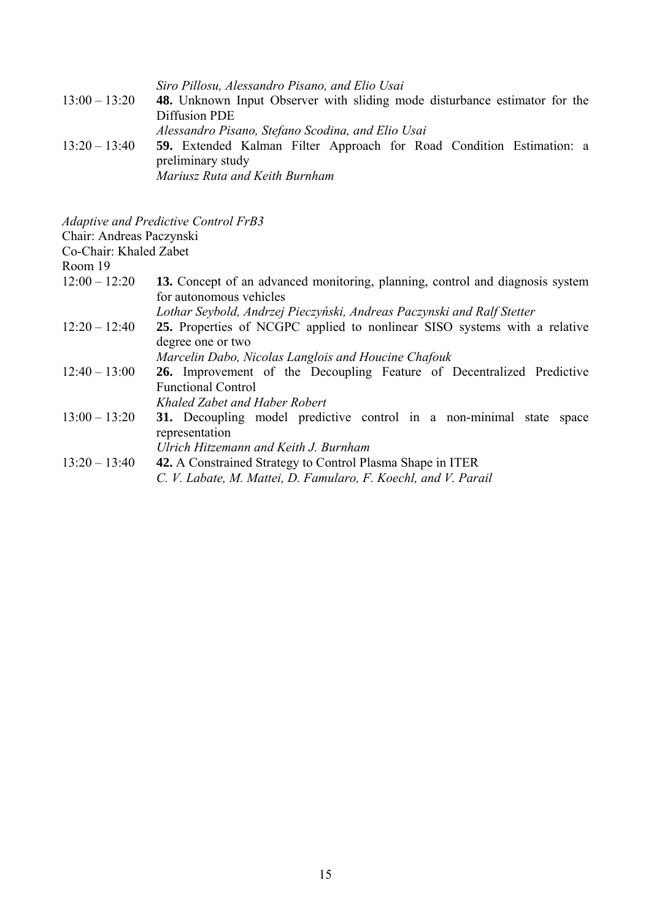*Siro Pillosu, Alessandro Pisano, and Elio Usai*

13:00 – 13:20 **48.** Unknown Input Observer with sliding mode disturbance estimator for the Diffusion PDE
*Alessandro Pisano, Stefano Scodina, and Elio Usai*

13:20 – 13:40 **59.** Extended Kalman Filter Approach for Road Condition Estimation: a preliminary study
*Mariusz Ruta and Keith Burnham*

*Adaptive and Predictive Control FrB3*
Chair: Andreas Paczynski
Co-Chair: Khaled Zabet
Room 19

12:00 – 12:20 **13.** Concept of an advanced monitoring, planning, control and diagnosis system for autonomous vehicles
*Lothar Seybold, Andrzej Pieczyński, Andreas Paczynski and Ralf Stetter*

12:20 – 12:40 **25.** Properties of NCGPC applied to nonlinear SISO systems with a relative degree one or two
*Marcelin Dabo, Nicolas Langlois and Houcine Chafouk*

12:40 – 13:00 **26.** Improvement of the Decoupling Feature of Decentralized Predictive Functional Control
*Khaled Zabet and Haber Robert*

13:00 – 13:20 **31.** Decoupling model predictive control in a non-minimal state space representation
*Ulrich Hitzemann and Keith J. Burnham*

13:20 – 13:40 **42.** A Constrained Strategy to Control Plasma Shape in ITER
*C. V. Labate, M. Mattei, D. Famularo, F. Koechl, and V. Parail*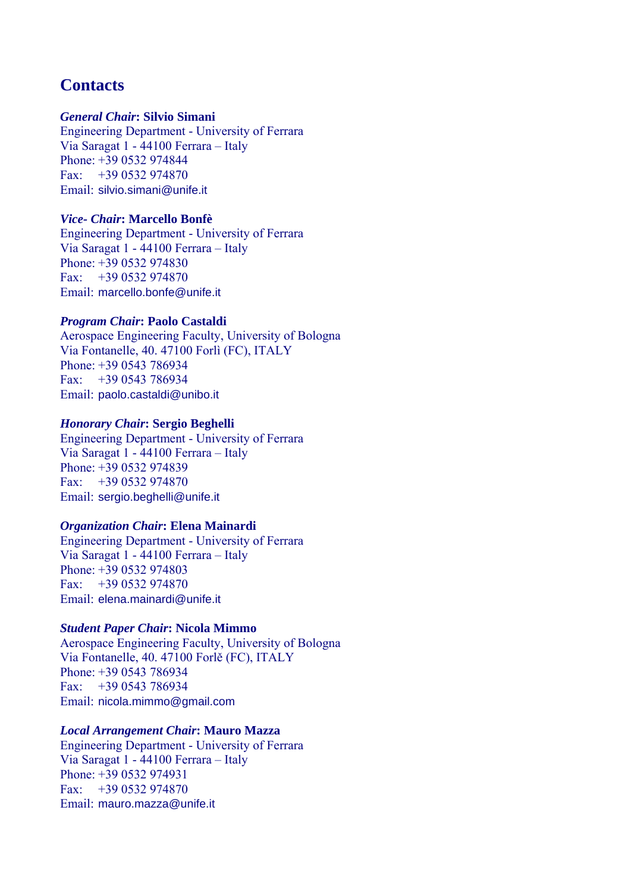## Contacts

***General Chair*: Silvio Simani**
Engineering Department - University of Ferrara
Via Saragat 1 - 44100 Ferrara – Italy
Phone: +39 0532 974844
Fax: +39 0532 974870
Email: silvio.simani@unife.it

***Vice- Chair*: Marcello Bonfè**
Engineering Department - University of Ferrara
Via Saragat 1 - 44100 Ferrara – Italy
Phone: +39 0532 974830
Fax: +39 0532 974870
Email: marcello.bonfe@unife.it

***Program Chair*: Paolo Castaldi**
Aerospace Engineering Faculty, University of Bologna
Via Fontanelle, 40. 47100 Forlì (FC), ITALY
Phone: +39 0543 786934
Fax: +39 0543 786934
Email: paolo.castaldi@unibo.it

***Honorary Chair*: Sergio Beghelli**
Engineering Department - University of Ferrara
Via Saragat 1 - 44100 Ferrara – Italy
Phone: +39 0532 974839
Fax: +39 0532 974870
Email: sergio.beghelli@unife.it

***Organization Chair*: Elena Mainardi**
Engineering Department - University of Ferrara
Via Saragat 1 - 44100 Ferrara – Italy
Phone: +39 0532 974803
Fax: +39 0532 974870
Email: elena.mainardi@unife.it

***Student Paper Chair*: Nicola Mimmo**
Aerospace Engineering Faculty, University of Bologna
Via Fontanelle, 40. 47100 Forlě (FC), ITALY
Phone: +39 0543 786934
Fax: +39 0543 786934
Email: nicola.mimmo@gmail.com

***Local Arrangement Chair*: Mauro Mazza**
Engineering Department - University of Ferrara
Via Saragat 1 - 44100 Ferrara – Italy
Phone: +39 0532 974931
Fax: +39 0532 974870
Email: mauro.mazza@unife.it